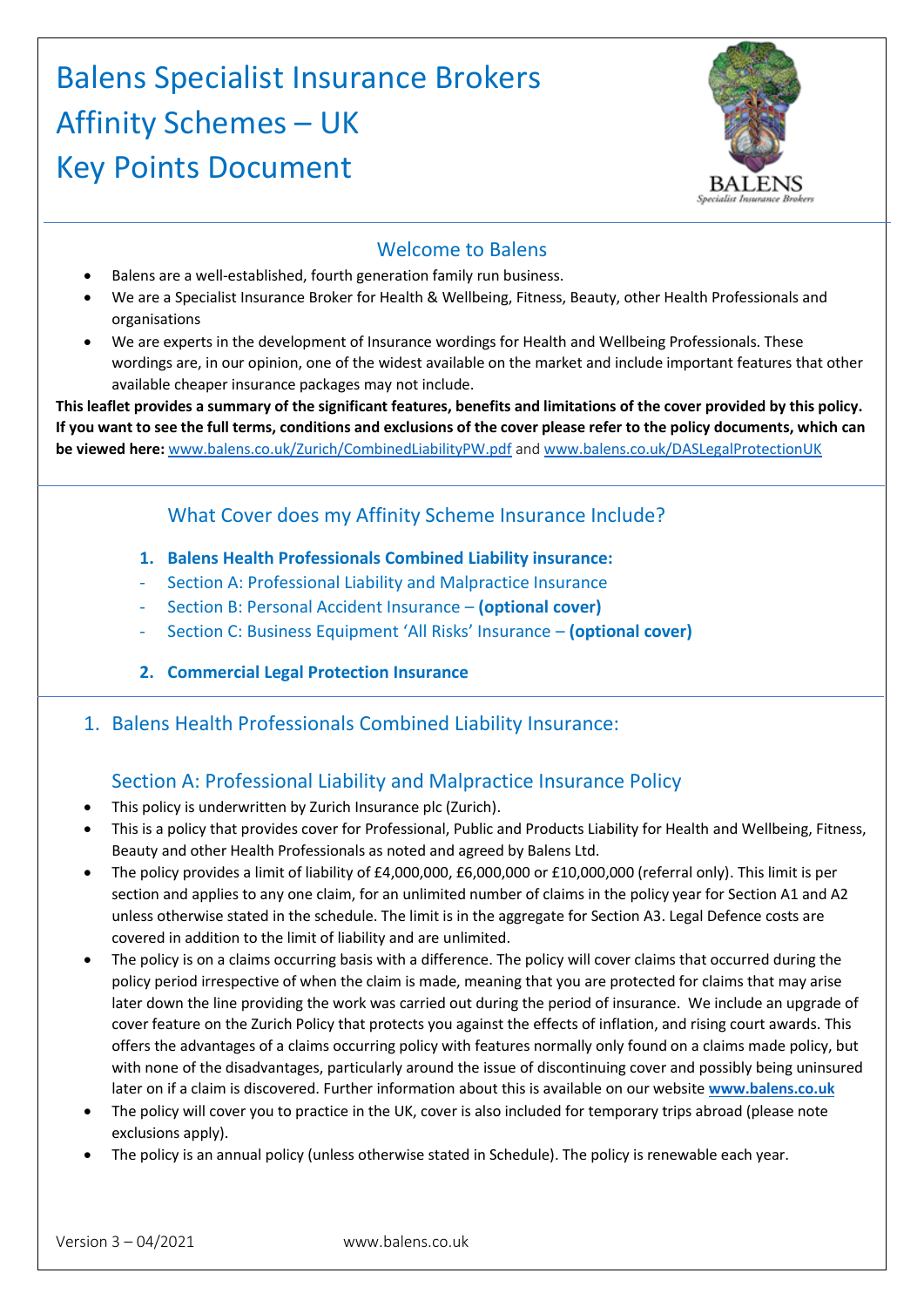# Balens Specialist Insurance Brokers
# Affinity Schemes – UK
# Key Points Document

## Welcome to Balens

- Balens are a well-established, fourth generation family run business.
- We are a Specialist Insurance Broker for Health & Wellbeing, Fitness, Beauty, other Health Professionals and organisations
- We are experts in the development of Insurance wordings for Health and Wellbeing Professionals. These wordings are, in our opinion, one of the widest available on the market and include important features that other available cheaper insurance packages may not include.

**This leaflet provides a summary of the significant features, benefits and limitations of the cover provided by this policy. If you want to see the full terms, conditions and exclusions of the cover please refer to the policy documents, which can be viewed here:** www.balens.co.uk/Zurich/CombinedLiabilityPW.pdf and www.balens.co.uk/DASLegalProtectionUK

## What Cover does my Affinity Scheme Insurance Include?

1. **Balens Health Professionals Combined Liability insurance:**
   - Section A: Professional Liability and Malpractice Insurance
   - Section B: Personal Accident Insurance – **(optional cover)**
   - Section C: Business Equipment 'All Risks' Insurance – **(optional cover)**
2. **Commercial Legal Protection Insurance**

## 1. Balens Health Professionals Combined Liability Insurance:

### Section A: Professional Liability and Malpractice Insurance Policy

- This policy is underwritten by Zurich Insurance plc (Zurich).
- This is a policy that provides cover for Professional, Public and Products Liability for Health and Wellbeing, Fitness, Beauty and other Health Professionals as noted and agreed by Balens Ltd.
- The policy provides a limit of liability of £4,000,000, £6,000,000 or £10,000,000 (referral only). This limit is per section and applies to any one claim, for an unlimited number of claims in the policy year for Section A1 and A2 unless otherwise stated in the schedule. The limit is in the aggregate for Section A3. Legal Defence costs are covered in addition to the limit of liability and are unlimited.
- The policy is on a claims occurring basis with a difference. The policy will cover claims that occurred during the policy period irrespective of when the claim is made, meaning that you are protected for claims that may arise later down the line providing the work was carried out during the period of insurance. We include an upgrade of cover feature on the Zurich Policy that protects you against the effects of inflation, and rising court awards. This offers the advantages of a claims occurring policy with features normally only found on a claims made policy, but with none of the disadvantages, particularly around the issue of discontinuing cover and possibly being uninsured later on if a claim is discovered. Further information about this is available on our website **www.balens.co.uk**
- The policy will cover you to practice in the UK, cover is also included for temporary trips abroad (please note exclusions apply).
- The policy is an annual policy (unless otherwise stated in Schedule). The policy is renewable each year.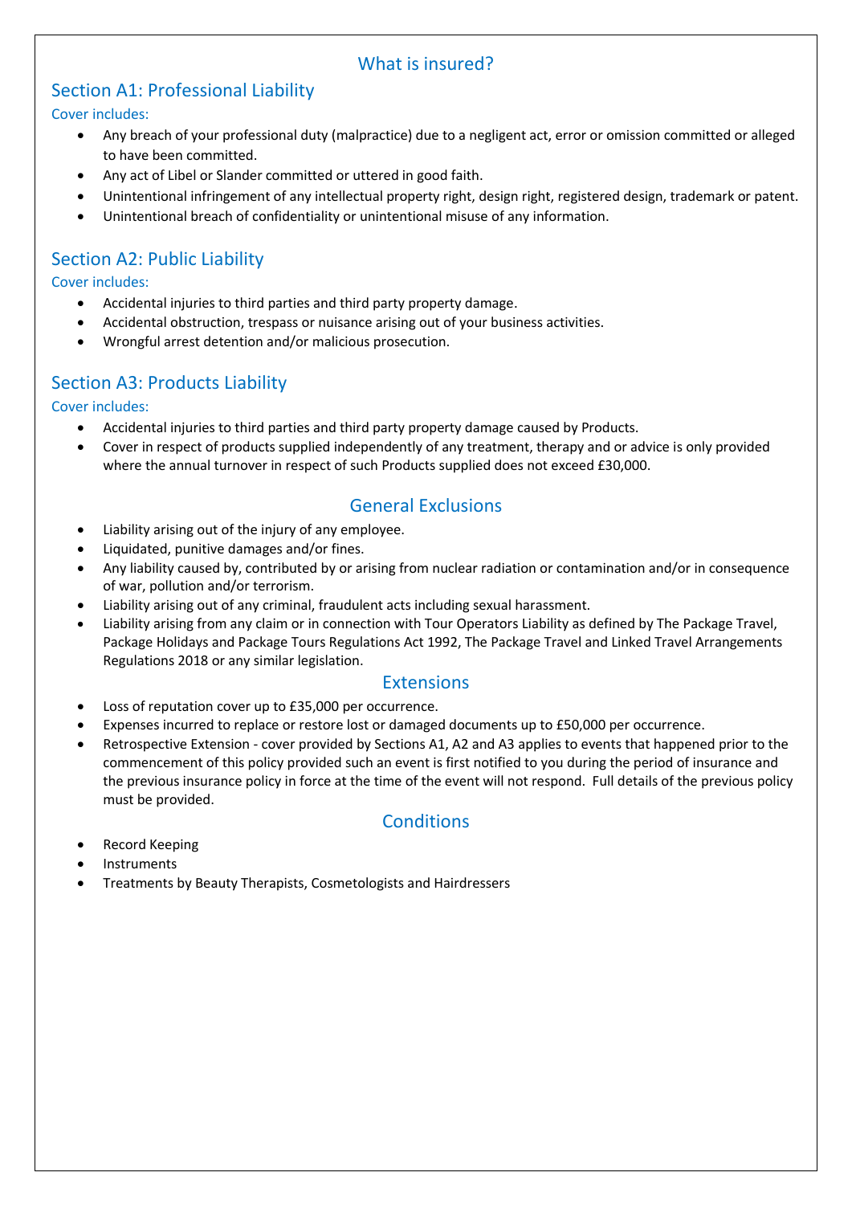## What is insured?

### Section A1: Professional Liability

Cover includes:

- Any breach of your professional duty (malpractice) due to a negligent act, error or omission committed or alleged to have been committed.
- Any act of Libel or Slander committed or uttered in good faith.
- Unintentional infringement of any intellectual property right, design right, registered design, trademark or patent.
- Unintentional breach of confidentiality or unintentional misuse of any information.

### Section A2: Public Liability

Cover includes:

- Accidental injuries to third parties and third party property damage.
- Accidental obstruction, trespass or nuisance arising out of your business activities.
- Wrongful arrest detention and/or malicious prosecution.

### Section A3: Products Liability

Cover includes:

- Accidental injuries to third parties and third party property damage caused by Products.
- Cover in respect of products supplied independently of any treatment, therapy and or advice is only provided where the annual turnover in respect of such Products supplied does not exceed £30,000.

## General Exclusions

- Liability arising out of the injury of any employee.
- Liquidated, punitive damages and/or fines.
- Any liability caused by, contributed by or arising from nuclear radiation or contamination and/or in consequence of war, pollution and/or terrorism.
- Liability arising out of any criminal, fraudulent acts including sexual harassment.
- Liability arising from any claim or in connection with Tour Operators Liability as defined by The Package Travel, Package Holidays and Package Tours Regulations Act 1992, The Package Travel and Linked Travel Arrangements Regulations 2018 or any similar legislation.

## Extensions

- Loss of reputation cover up to £35,000 per occurrence.
- Expenses incurred to replace or restore lost or damaged documents up to £50,000 per occurrence.
- Retrospective Extension - cover provided by Sections A1, A2 and A3 applies to events that happened prior to the commencement of this policy provided such an event is first notified to you during the period of insurance and the previous insurance policy in force at the time of the event will not respond. Full details of the previous policy must be provided.

## Conditions

- Record Keeping
- Instruments
- Treatments by Beauty Therapists, Cosmetologists and Hairdressers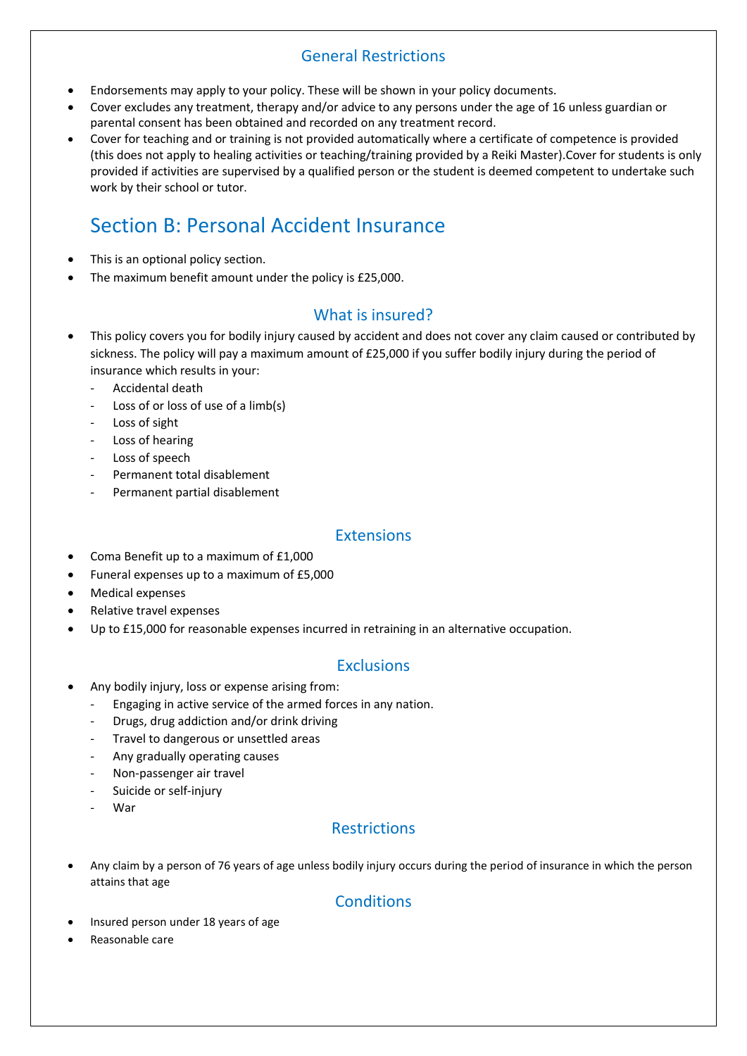### General Restrictions

- Endorsements may apply to your policy. These will be shown in your policy documents.
- Cover excludes any treatment, therapy and/or advice to any persons under the age of 16 unless guardian or parental consent has been obtained and recorded on any treatment record.
- Cover for teaching and or training is not provided automatically where a certificate of competence is provided (this does not apply to healing activities or teaching/training provided by a Reiki Master).Cover for students is only provided if activities are supervised by a qualified person or the student is deemed competent to undertake such work by their school or tutor.

## Section B: Personal Accident Insurance

- This is an optional policy section.
- The maximum benefit amount under the policy is £25,000.

### What is insured?

- This policy covers you for bodily injury caused by accident and does not cover any claim caused or contributed by sickness. The policy will pay a maximum amount of £25,000 if you suffer bodily injury during the period of insurance which results in your:
  - Accidental death
  - Loss of or loss of use of a limb(s)
  - Loss of sight
  - Loss of hearing
  - Loss of speech
  - Permanent total disablement
  - Permanent partial disablement

### Extensions

- Coma Benefit up to a maximum of £1,000
- Funeral expenses up to a maximum of £5,000
- Medical expenses
- Relative travel expenses
- Up to £15,000 for reasonable expenses incurred in retraining in an alternative occupation.

### Exclusions

- Any bodily injury, loss or expense arising from:
  - Engaging in active service of the armed forces in any nation.
  - Drugs, drug addiction and/or drink driving
  - Travel to dangerous or unsettled areas
  - Any gradually operating causes
  - Non-passenger air travel
  - Suicide or self-injury
  - War

### Restrictions

- Any claim by a person of 76 years of age unless bodily injury occurs during the period of insurance in which the person attains that age

### Conditions

- Insured person under 18 years of age
- Reasonable care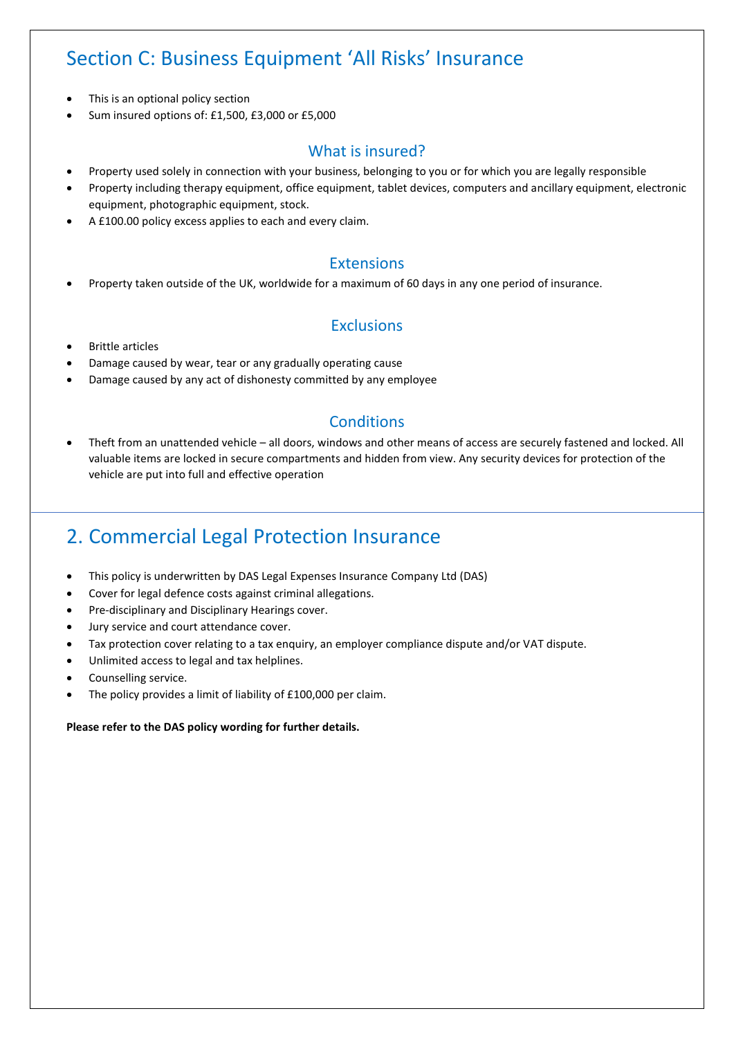# Section C: Business Equipment 'All Risks' Insurance

- This is an optional policy section
- Sum insured options of: £1,500, £3,000 or £5,000

## What is insured?

- Property used solely in connection with your business, belonging to you or for which you are legally responsible
- Property including therapy equipment, office equipment, tablet devices, computers and ancillary equipment, electronic equipment, photographic equipment, stock.
- A £100.00 policy excess applies to each and every claim.

## Extensions

- Property taken outside of the UK, worldwide for a maximum of 60 days in any one period of insurance.

## Exclusions

- Brittle articles
- Damage caused by wear, tear or any gradually operating cause
- Damage caused by any act of dishonesty committed by any employee

## Conditions

- Theft from an unattended vehicle – all doors, windows and other means of access are securely fastened and locked. All valuable items are locked in secure compartments and hidden from view. Any security devices for protection of the vehicle are put into full and effective operation

# 2. Commercial Legal Protection Insurance

- This policy is underwritten by DAS Legal Expenses Insurance Company Ltd (DAS)
- Cover for legal defence costs against criminal allegations.
- Pre-disciplinary and Disciplinary Hearings cover.
- Jury service and court attendance cover.
- Tax protection cover relating to a tax enquiry, an employer compliance dispute and/or VAT dispute.
- Unlimited access to legal and tax helplines.
- Counselling service.
- The policy provides a limit of liability of £100,000 per claim.

**Please refer to the DAS policy wording for further details.**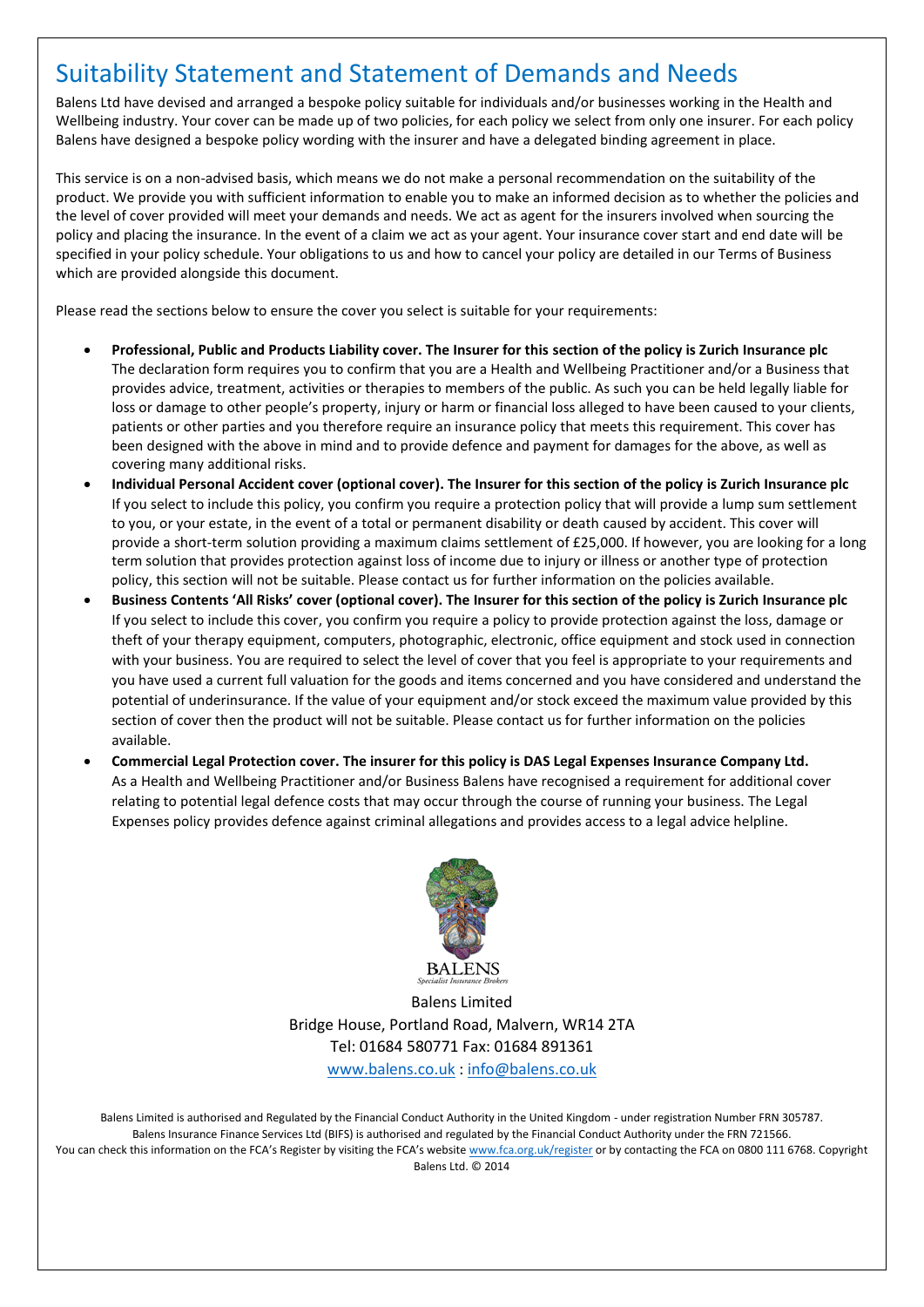# Suitability Statement and Statement of Demands and Needs

Balens Ltd have devised and arranged a bespoke policy suitable for individuals and/or businesses working in the Health and Wellbeing industry. Your cover can be made up of two policies, for each policy we select from only one insurer. For each policy Balens have designed a bespoke policy wording with the insurer and have a delegated binding agreement in place.

This service is on a non-advised basis, which means we do not make a personal recommendation on the suitability of the product. We provide you with sufficient information to enable you to make an informed decision as to whether the policies and the level of cover provided will meet your demands and needs. We act as agent for the insurers involved when sourcing the policy and placing the insurance. In the event of a claim we act as your agent. Your insurance cover start and end date will be specified in your policy schedule. Your obligations to us and how to cancel your policy are detailed in our Terms of Business which are provided alongside this document.

Please read the sections below to ensure the cover you select is suitable for your requirements:

- **Professional, Public and Products Liability cover. The Insurer for this section of the policy is Zurich Insurance plc**
  The declaration form requires you to confirm that you are a Health and Wellbeing Practitioner and/or a Business that provides advice, treatment, activities or therapies to members of the public. As such you can be held legally liable for loss or damage to other people's property, injury or harm or financial loss alleged to have been caused to your clients, patients or other parties and you therefore require an insurance policy that meets this requirement. This cover has been designed with the above in mind and to provide defence and payment for damages for the above, as well as covering many additional risks.
- **Individual Personal Accident cover (optional cover). The Insurer for this section of the policy is Zurich Insurance plc**
  If you select to include this policy, you confirm you require a protection policy that will provide a lump sum settlement to you, or your estate, in the event of a total or permanent disability or death caused by accident. This cover will provide a short-term solution providing a maximum claims settlement of £25,000. If however, you are looking for a long term solution that provides protection against loss of income due to injury or illness or another type of protection policy, this section will not be suitable. Please contact us for further information on the policies available.
- **Business Contents 'All Risks' cover (optional cover). The Insurer for this section of the policy is Zurich Insurance plc**
  If you select to include this cover, you confirm you require a policy to provide protection against the loss, damage or theft of your therapy equipment, computers, photographic, electronic, office equipment and stock used in connection with your business. You are required to select the level of cover that you feel is appropriate to your requirements and you have used a current full valuation for the goods and items concerned and you have considered and understand the potential of underinsurance. If the value of your equipment and/or stock exceed the maximum value provided by this section of cover then the product will not be suitable. Please contact us for further information on the policies available.
- **Commercial Legal Protection cover. The insurer for this policy is DAS Legal Expenses Insurance Company Ltd.**
  As a Health and Wellbeing Practitioner and/or Business Balens have recognised a requirement for additional cover relating to potential legal defence costs that may occur through the course of running your business. The Legal Expenses policy provides defence against criminal allegations and provides access to a legal advice helpline.

BALENS
*Specialist Insurance Brokers*

Balens Limited
Bridge House, Portland Road, Malvern, WR14 2TA
Tel: 01684 580771 Fax: 01684 891361
www.balens.co.uk : info@balens.co.uk

Balens Limited is authorised and Regulated by the Financial Conduct Authority in the United Kingdom - under registration Number FRN 305787.
Balens Insurance Finance Services Ltd (BIFS) is authorised and regulated by the Financial Conduct Authority under the FRN 721566.
You can check this information on the FCA's Register by visiting the FCA's website www.fca.org.uk/register or by contacting the FCA on 0800 111 6768. Copyright Balens Ltd. © 2014